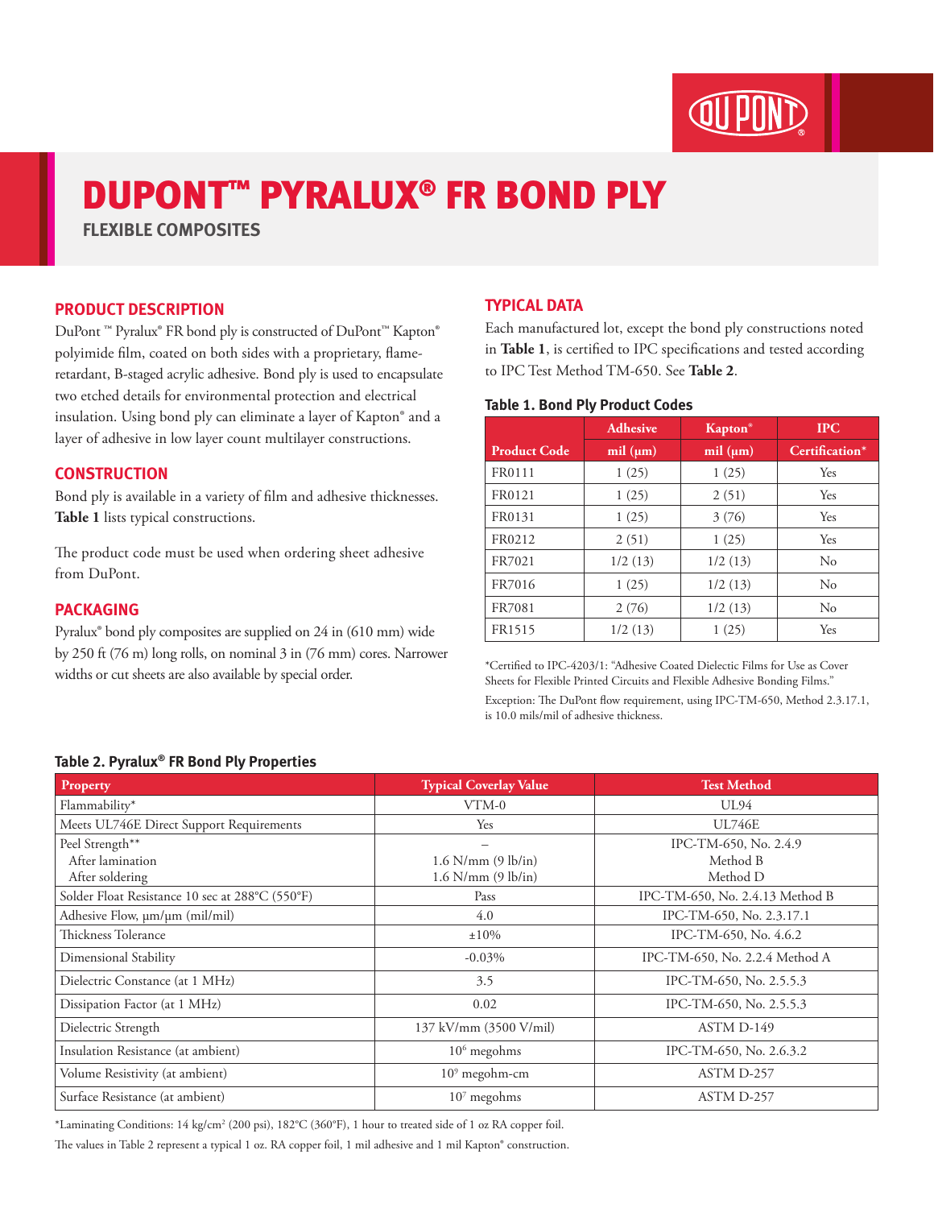# DUPONT™ PYRALUX® FR BOND PLY

**FLEXIBLE COMPOSITES**

## PRODUCT DESCRIPTION

DuPont ™ Pyralux® FR bond ply is constructed of DuPont™ Kapton® polyimide film, coated on both sides with a proprietary, flame-retardant, B-staged acrylic adhesive. Bond ply is used to encapsulate two etched details for environmental protection and electrical insulation. Using bond ply can eliminate a layer of Kapton® and a layer of adhesive in low layer count multilayer constructions.

## CONSTRUCTION

Bond ply is available in a variety of film and adhesive thicknesses. **Table 1** lists typical constructions.

The product code must be used when ordering sheet adhesive from DuPont.

## PACKAGING

Pyralux® bond ply composites are supplied on 24 in (610 mm) wide by 250 ft (76 m) long rolls, on nominal 3 in (76 mm) cores. Narrower widths or cut sheets are also available by special order.

## TYPICAL DATA

Each manufactured lot, except the bond ply constructions noted in **Table 1**, is certified to IPC specifications and tested according to IPC Test Method TM-650. See **Table 2**.

### Table 1. Bond Ply Product Codes

| Product Code | Adhesive mil (µm) | Kapton® mil (µm) | IPC Certification* |
|---|---|---|---|
| FR0111 | 1 (25) | 1 (25) | Yes |
| FR0121 | 1 (25) | 2 (51) | Yes |
| FR0131 | 1 (25) | 3 (76) | Yes |
| FR0212 | 2 (51) | 1 (25) | Yes |
| FR7021 | 1/2 (13) | 1/2 (13) | No |
| FR7016 | 1 (25) | 1/2 (13) | No |
| FR7081 | 2 (76) | 1/2 (13) | No |
| FR1515 | 1/2 (13) | 1 (25) | Yes |

*Certified to IPC-4203/1: "Adhesive Coated Dielectic Films for Use as Cover Sheets for Flexible Printed Circuits and Flexible Adhesive Bonding Films."

Exception: The DuPont flow requirement, using IPC-TM-650, Method 2.3.17.1, is 10.0 mils/mil of adhesive thickness.

### Table 2. Pyralux® FR Bond Ply Properties

| Property | Typical Coverlay Value | Test Method |
|---|---|---|
| Flammability* | VTM-0 | UL94 |
| Meets UL746E Direct Support Requirements | Yes | UL746E |
| Peel Strength** | – | IPC-TM-650, No. 2.4.9 |
| After lamination | 1.6 N/mm (9 lb/in) | Method B |
| After soldering | 1.6 N/mm (9 lb/in) | Method D |
| Solder Float Resistance 10 sec at 288°C (550°F) | Pass | IPC-TM-650, No. 2.4.13 Method B |
| Adhesive Flow, µm/µm (mil/mil) | 4.0 | IPC-TM-650, No. 2.3.17.1 |
| Thickness Tolerance | ±10% | IPC-TM-650, No. 4.6.2 |
| Dimensional Stability | -0.03% | IPC-TM-650, No. 2.2.4 Method A |
| Dielectric Constance (at 1 MHz) | 3.5 | IPC-TM-650, No. 2.5.5.3 |
| Dissipation Factor (at 1 MHz) | 0.02 | IPC-TM-650, No. 2.5.5.3 |
| Dielectric Strength | 137 kV/mm (3500 V/mil) | ASTM D-149 |
| Insulation Resistance (at ambient) | $10^6$ megohms | IPC-TM-650, No. 2.6.3.2 |
| Volume Resistivity (at ambient) | $10^9$ megohm-cm | ASTM D-257 |
| Surface Resistance (at ambient) | $10^7$ megohms | ASTM D-257 |

*Laminating Conditions: 14 kg/cm² (200 psi), 182°C (360°F), 1 hour to treated side of 1 oz RA copper foil.

The values in Table 2 represent a typical 1 oz. RA copper foil, 1 mil adhesive and 1 mil Kapton® construction.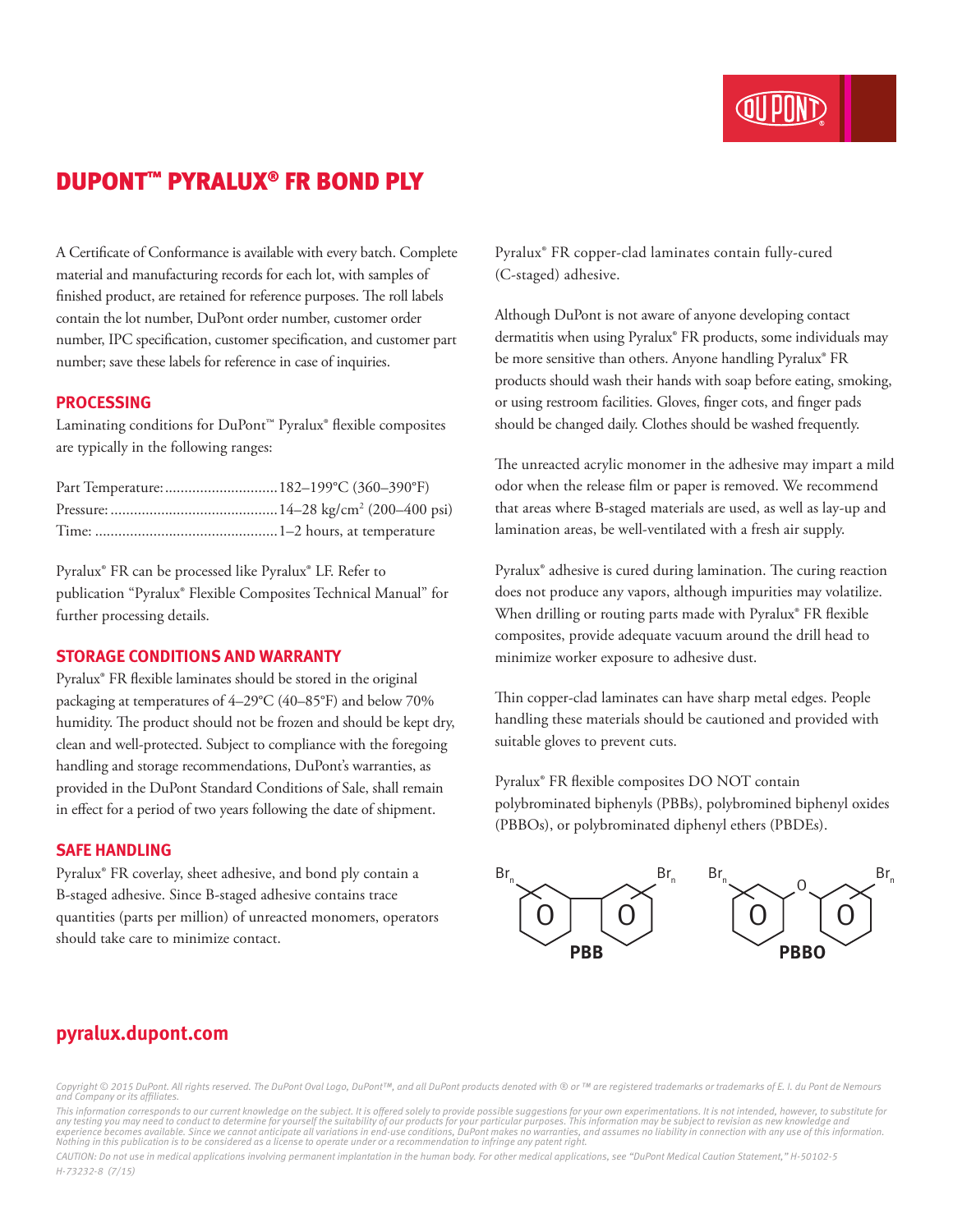# DUPONT™ PYRALUX® FR BOND PLY

A Certificate of Conformance is available with every batch. Complete material and manufacturing records for each lot, with samples of finished product, are retained for reference purposes. The roll labels contain the lot number, DuPont order number, customer order number, IPC specification, customer specification, and customer part number; save these labels for reference in case of inquiries.

## PROCESSING

Laminating conditions for DuPont™ Pyralux® flexible composites are typically in the following ranges:

Part Temperature: 182–199°C (360–390°F)
Pressure: 14–28 kg/cm² (200–400 psi)
Time: 1–2 hours, at temperature

Pyralux® FR can be processed like Pyralux® LF. Refer to publication "Pyralux® Flexible Composites Technical Manual" for further processing details.

## STORAGE CONDITIONS AND WARRANTY

Pyralux® FR flexible laminates should be stored in the original packaging at temperatures of 4–29°C (40–85°F) and below 70% humidity. The product should not be frozen and should be kept dry, clean and well-protected. Subject to compliance with the foregoing handling and storage recommendations, DuPont's warranties, as provided in the DuPont Standard Conditions of Sale, shall remain in effect for a period of two years following the date of shipment.

## SAFE HANDLING

Pyralux® FR coverlay, sheet adhesive, and bond ply contain a B-staged adhesive. Since B-staged adhesive contains trace quantities (parts per million) of unreacted monomers, operators should take care to minimize contact.

Pyralux® FR copper-clad laminates contain fully-cured (C-staged) adhesive.

Although DuPont is not aware of anyone developing contact dermatitis when using Pyralux® FR products, some individuals may be more sensitive than others. Anyone handling Pyralux® FR products should wash their hands with soap before eating, smoking, or using restroom facilities. Gloves, finger cots, and finger pads should be changed daily. Clothes should be washed frequently.

The unreacted acrylic monomer in the adhesive may impart a mild odor when the release film or paper is removed. We recommend that areas where B-staged materials are used, as well as lay-up and lamination areas, be well-ventilated with a fresh air supply.

Pyralux® adhesive is cured during lamination. The curing reaction does not produce any vapors, although impurities may volatilize. When drilling or routing parts made with Pyralux® FR flexible composites, provide adequate vacuum around the drill head to minimize worker exposure to adhesive dust.

Thin copper-clad laminates can have sharp metal edges. People handling these materials should be cautioned and provided with suitable gloves to prevent cuts.

Pyralux® FR flexible composites DO NOT contain polybrominated biphenyls (PBBs), polybromined biphenyl oxides (PBBOs), or polybrominated diphenyl ethers (PBDEs).

$Br_n$ $Br_n$
PBB

$Br_n$ O $Br_n$
PBBO

**pyralux.dupont.com**

*Copyright © 2015 DuPont. All rights reserved. The DuPont Oval Logo, DuPont™, and all DuPont products denoted with ® or ™ are registered trademarks or trademarks of E. I. du Pont de Nemours and Company or its affiliates.*

*This information corresponds to our current knowledge on the subject. It is offered solely to provide possible suggestions for your own experimentations. It is not intended, however, to substitute for any testing you may need to conduct to determine for yourself the suitability of our products for your particular purposes. This information may be subject to revision as new knowledge and experience becomes available. Since we cannot anticipate all variations in end-use conditions, DuPont makes no warranties, and assumes no liability in connection with any use of this information. Nothing in this publication is to be considered as a license to operate under or a recommendation to infringe any patent right.*

*CAUTION: Do not use in medical applications involving permanent implantation in the human body. For other medical applications, see "DuPont Medical Caution Statement," H-50102-5*

*H-73232-8 (7/15)*